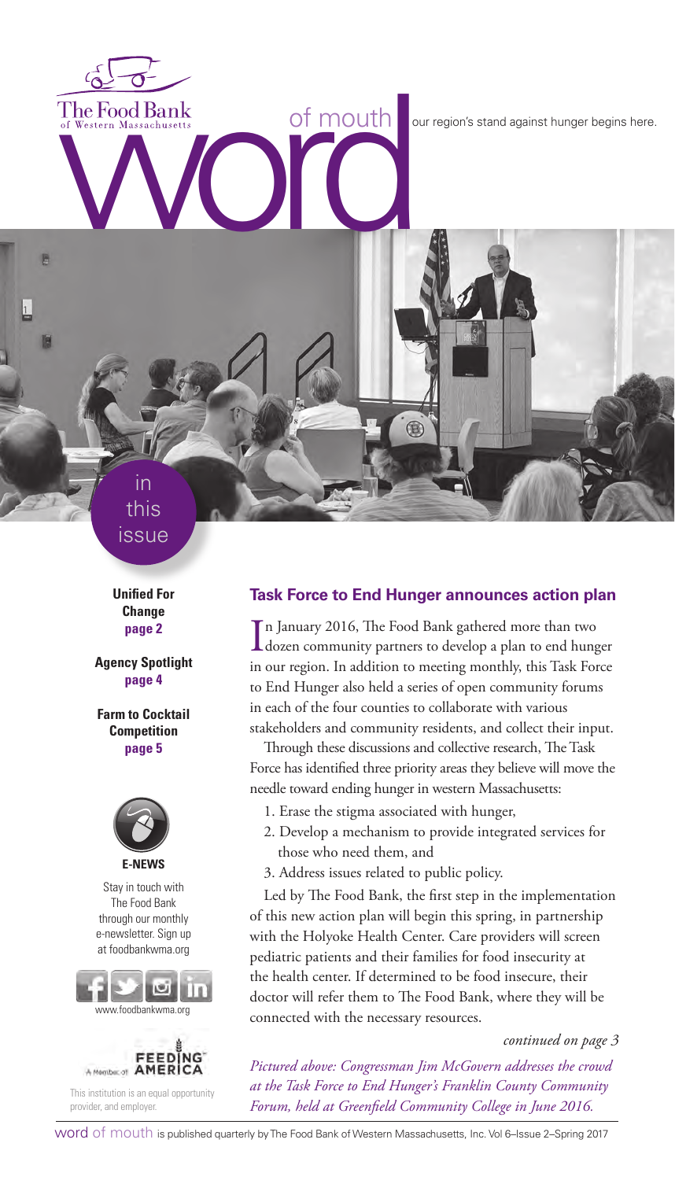The Food Bank of Western Massachusetts

# word of mouth

our region's stand against hunger begins here.

## in this issue

**Unified For Change**
**page 2**

**Agency Spotlight**
**page 4**

**Farm to Cocktail Competition**
**page 5**

**E-NEWS**

Stay in touch with The Food Bank through our monthly e-newsletter. Sign up at foodbankwma.org

www.foodbankwma.org

A Member of FEEDING AMERICA

This institution is an equal opportunity provider, and employer.

## Task Force to End Hunger announces action plan

In January 2016, The Food Bank gathered more than two dozen community partners to develop a plan to end hunger in our region. In addition to meeting monthly, this Task Force to End Hunger also held a series of open community forums in each of the four counties to collaborate with various stakeholders and community residents, and collect their input.

Through these discussions and collective research, The Task Force has identified three priority areas they believe will move the needle toward ending hunger in western Massachusetts:

1. Erase the stigma associated with hunger,
2. Develop a mechanism to provide integrated services for those who need them, and
3. Address issues related to public policy.

Led by The Food Bank, the first step in the implementation of this new action plan will begin this spring, in partnership with the Holyoke Health Center. Care providers will screen pediatric patients and their families for food insecurity at the health center. If determined to be food insecure, their doctor will refer them to The Food Bank, where they will be connected with the necessary resources.

*continued on page 3*

*Pictured above: Congressman Jim McGovern addresses the crowd at the Task Force to End Hunger's Franklin County Community Forum, held at Greenfield Community College in June 2016.*

word of mouth is published quarterly by The Food Bank of Western Massachusetts, Inc. Vol 6–Issue 2–Spring 2017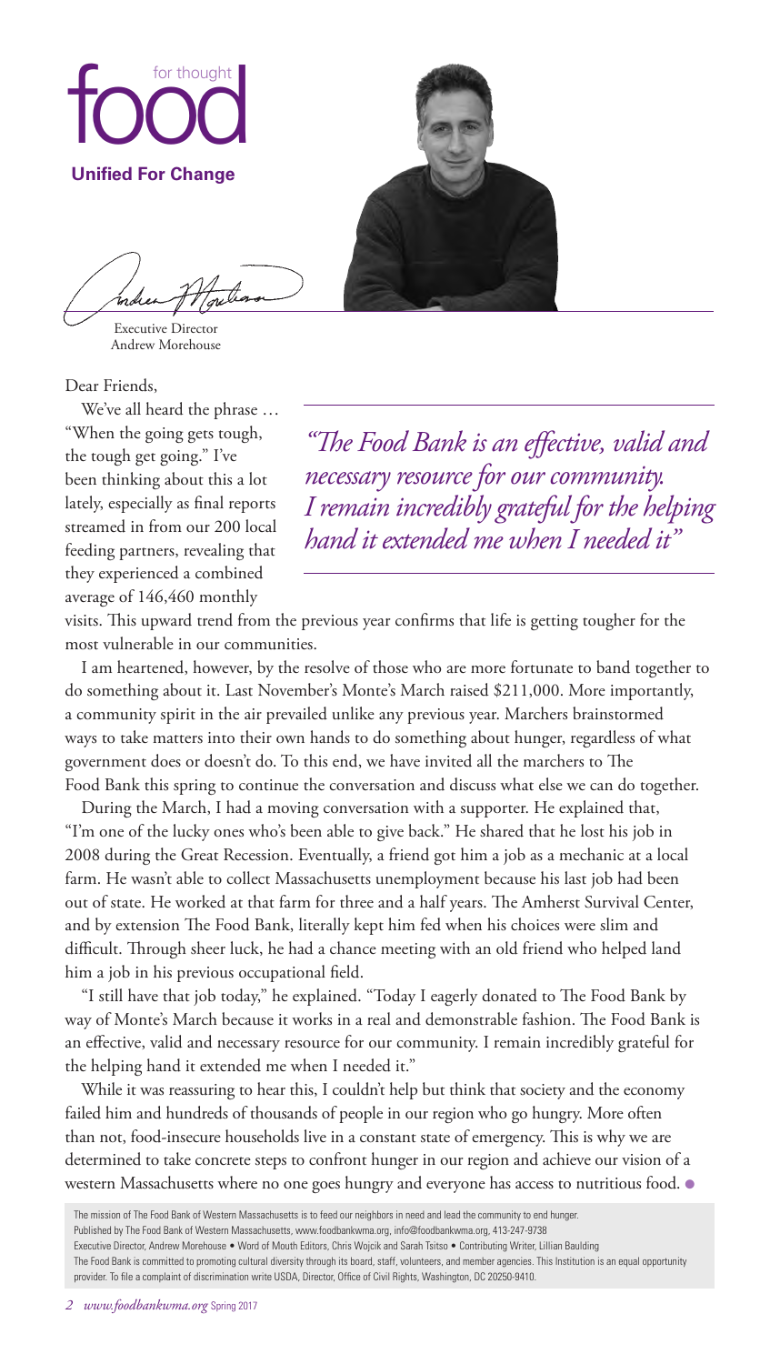# food for thought

**Unified For Change**

Executive Director
Andrew Morehouse

Dear Friends,

We've all heard the phrase … "When the going gets tough, the tough get going." I've been thinking about this a lot lately, especially as final reports streamed in from our 200 local feeding partners, revealing that they experienced a combined average of 146,460 monthly visits. This upward trend from the previous year confirms that life is getting tougher for the most vulnerable in our communities.

> *"The Food Bank is an effective, valid and necessary resource for our community. I remain incredibly grateful for the helping hand it extended me when I needed it"*

I am heartened, however, by the resolve of those who are more fortunate to band together to do something about it. Last November's Monte's March raised $211,000. More importantly, a community spirit in the air prevailed unlike any previous year. Marchers brainstormed ways to take matters into their own hands to do something about hunger, regardless of what government does or doesn't do. To this end, we have invited all the marchers to The Food Bank this spring to continue the conversation and discuss what else we can do together.

During the March, I had a moving conversation with a supporter. He explained that, "I'm one of the lucky ones who's been able to give back." He shared that he lost his job in 2008 during the Great Recession. Eventually, a friend got him a job as a mechanic at a local farm. He wasn't able to collect Massachusetts unemployment because his last job had been out of state. He worked at that farm for three and a half years. The Amherst Survival Center, and by extension The Food Bank, literally kept him fed when his choices were slim and difficult. Through sheer luck, he had a chance meeting with an old friend who helped land him a job in his previous occupational field.

"I still have that job today," he explained. "Today I eagerly donated to The Food Bank by way of Monte's March because it works in a real and demonstrable fashion. The Food Bank is an effective, valid and necessary resource for our community. I remain incredibly grateful for the helping hand it extended me when I needed it."

While it was reassuring to hear this, I couldn't help but think that society and the economy failed him and hundreds of thousands of people in our region who go hungry. More often than not, food-insecure households live in a constant state of emergency. This is why we are determined to take concrete steps to confront hunger in our region and achieve our vision of a western Massachusetts where no one goes hungry and everyone has access to nutritious food. ●

The mission of The Food Bank of Western Massachusetts is to feed our neighbors in need and lead the community to end hunger.
Published by The Food Bank of Western Massachusetts, www.foodbankwma.org, info@foodbankwma.org, 413-247-9738
Executive Director, Andrew Morehouse • Word of Mouth Editors, Chris Wojcik and Sarah Tsitso • Contributing Writer, Lillian Baulding
The Food Bank is committed to promoting cultural diversity through its board, staff, volunteers, and member agencies. This Institution is an equal opportunity provider. To file a complaint of discrimination write USDA, Director, Office of Civil Rights, Washington, DC 20250-9410.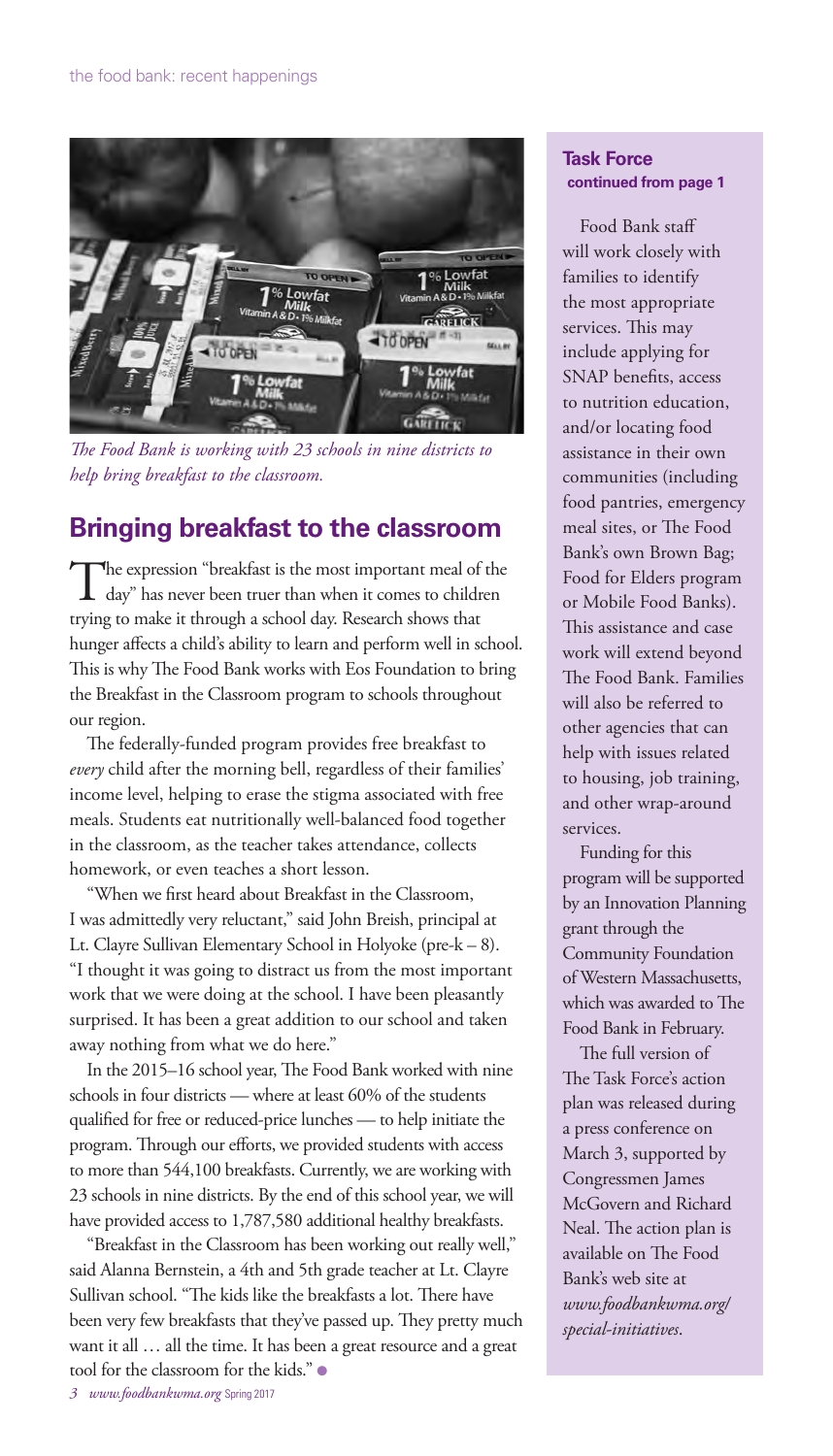The Food Bank is working with 23 schools in nine districts to help bring breakfast to the classroom.

## Bringing breakfast to the classroom

The expression "breakfast is the most important meal of the day" has never been truer than when it comes to children trying to make it through a school day. Research shows that hunger affects a child's ability to learn and perform well in school. This is why The Food Bank works with Eos Foundation to bring the Breakfast in the Classroom program to schools throughout our region.

The federally-funded program provides free breakfast to *every* child after the morning bell, regardless of their families' income level, helping to erase the stigma associated with free meals. Students eat nutritionally well-balanced food together in the classroom, as the teacher takes attendance, collects homework, or even teaches a short lesson.

"When we first heard about Breakfast in the Classroom, I was admittedly very reluctant," said John Breish, principal at Lt. Clayre Sullivan Elementary School in Holyoke (pre-k – 8). "I thought it was going to distract us from the most important work that we were doing at the school. I have been pleasantly surprised. It has been a great addition to our school and taken away nothing from what we do here."

In the 2015–16 school year, The Food Bank worked with nine schools in four districts — where at least 60% of the students qualified for free or reduced-price lunches — to help initiate the program. Through our efforts, we provided students with access to more than 544,100 breakfasts. Currently, we are working with 23 schools in nine districts. By the end of this school year, we will have provided access to 1,787,580 additional healthy breakfasts.

"Breakfast in the Classroom has been working out really well," said Alanna Bernstein, a 4th and 5th grade teacher at Lt. Clayre Sullivan school. "The kids like the breakfasts a lot. There have been very few breakfasts that they've passed up. They pretty much want it all … all the time. It has been a great resource and a great tool for the classroom for the kids."

### Task Force
**continued from page 1**

Food Bank staff will work closely with families to identify the most appropriate services. This may include applying for SNAP benefits, access to nutrition education, and/or locating food assistance in their own communities (including food pantries, emergency meal sites, or The Food Bank's own Brown Bag; Food for Elders program or Mobile Food Banks). This assistance and case work will extend beyond The Food Bank. Families will also be referred to other agencies that can help with issues related to housing, job training, and other wrap-around services.

Funding for this program will be supported by an Innovation Planning grant through the Community Foundation of Western Massachusetts, which was awarded to The Food Bank in February.

The full version of The Task Force's action plan was released during a press conference on March 3, supported by Congressmen James McGovern and Richard Neal. The action plan is available on The Food Bank's web site at *www.foodbankwma.org/special-initiatives*.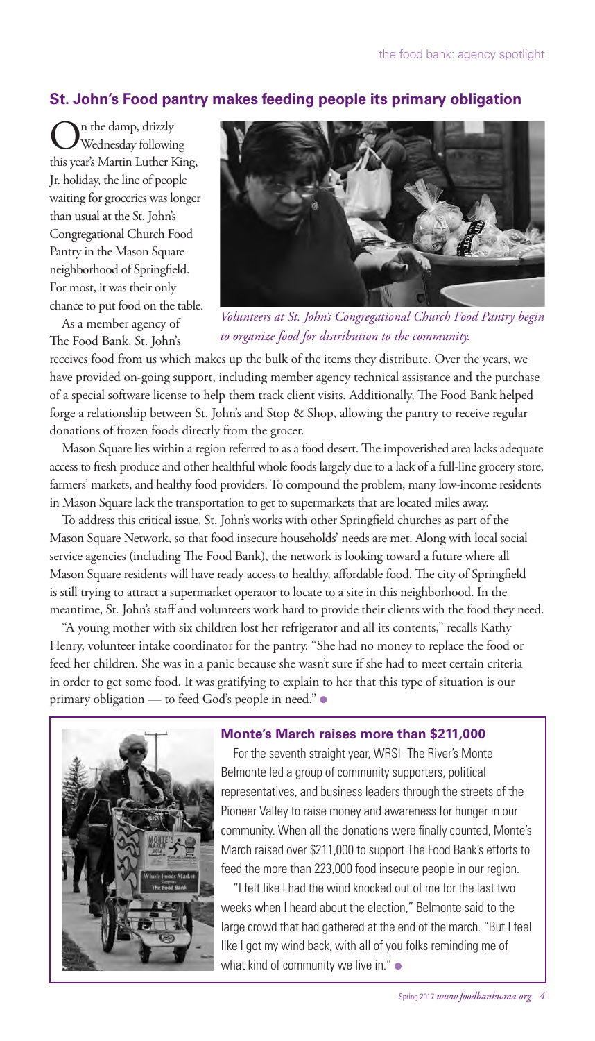## St. John's Food pantry makes feeding people its primary obligation

On the damp, drizzly Wednesday following this year's Martin Luther King, Jr. holiday, the line of people waiting for groceries was longer than usual at the St. John's Congregational Church Food Pantry in the Mason Square neighborhood of Springfield. For most, it was their only chance to put food on the table.

*Volunteers at St. John's Congregational Church Food Pantry begin to organize food for distribution to the community.*

As a member agency of The Food Bank, St. John's receives food from us which makes up the bulk of the items they distribute. Over the years, we have provided on-going support, including member agency technical assistance and the purchase of a special software license to help them track client visits. Additionally, The Food Bank helped forge a relationship between St. John's and Stop & Shop, allowing the pantry to receive regular donations of frozen foods directly from the grocer.

Mason Square lies within a region referred to as a food desert. The impoverished area lacks adequate access to fresh produce and other healthful whole foods largely due to a lack of a full-line grocery store, farmers' markets, and healthy food providers. To compound the problem, many low-income residents in Mason Square lack the transportation to get to supermarkets that are located miles away.

To address this critical issue, St. John's works with other Springfield churches as part of the Mason Square Network, so that food insecure households' needs are met. Along with local social service agencies (including The Food Bank), the network is looking toward a future where all Mason Square residents will have ready access to healthy, affordable food. The city of Springfield is still trying to attract a supermarket operator to locate to a site in this neighborhood. In the meantime, St. John's staff and volunteers work hard to provide their clients with the food they need.

"A young mother with six children lost her refrigerator and all its contents," recalls Kathy Henry, volunteer intake coordinator for the pantry. "She had no money to replace the food or feed her children. She was in a panic because she wasn't sure if she had to meet certain criteria in order to get some food. It was gratifying to explain to her that this type of situation is our primary obligation — to feed God's people in need."

### Monte's March raises more than $211,000

For the seventh straight year, WRSI–The River's Monte Belmonte led a group of community supporters, political representatives, and business leaders through the streets of the Pioneer Valley to raise money and awareness for hunger in our community. When all the donations were finally counted, Monte's March raised over $211,000 to support The Food Bank's efforts to feed the more than 223,000 food insecure people in our region.

"I felt like I had the wind knocked out of me for the last two weeks when I heard about the election," Belmonte said to the large crowd that had gathered at the end of the march. "But I feel like I got my wind back, with all of you folks reminding me of what kind of community we live in."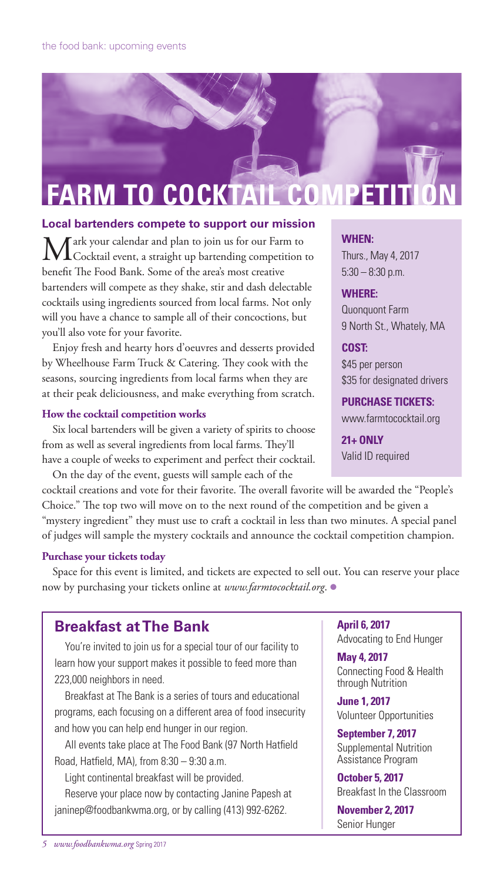# FARM TO COCKTAIL COMPETITION

## Local bartenders compete to support our mission

Mark your calendar and plan to join us for our Farm to Cocktail event, a straight up bartending competition to benefit The Food Bank. Some of the area's most creative bartenders will compete as they shake, stir and dash delectable cocktails using ingredients sourced from local farms. Not only will you have a chance to sample all of their concoctions, but you'll also vote for your favorite.

Enjoy fresh and hearty hors d'oeuvres and desserts provided by Wheelhouse Farm Truck & Catering. They cook with the seasons, sourcing ingredients from local farms when they are at their peak deliciousness, and make everything from scratch.

### How the cocktail competition works

Six local bartenders will be given a variety of spirits to choose from as well as several ingredients from local farms. They'll have a couple of weeks to experiment and perfect their cocktail.

On the day of the event, guests will sample each of the cocktail creations and vote for their favorite. The overall favorite will be awarded the "People's Choice." The top two will move on to the next round of the competition and be given a "mystery ingredient" they must use to craft a cocktail in less than two minutes. A special panel of judges will sample the mystery cocktails and announce the cocktail competition champion.

### Purchase your tickets today

Space for this event is limited, and tickets are expected to sell out. You can reserve your place now by purchasing your tickets online at *www.farmtococktail.org*.

**WHEN:**
Thurs., May 4, 2017
5:30 – 8:30 p.m.

**WHERE:**
Quonquont Farm
9 North St., Whately, MA

**COST:**
$45 per person
$35 for designated drivers

**PURCHASE TICKETS:**
www.farmtococktail.org

**21+ ONLY**
Valid ID required

## Breakfast at The Bank

You're invited to join us for a special tour of our facility to learn how your support makes it possible to feed more than 223,000 neighbors in need.

Breakfast at The Bank is a series of tours and educational programs, each focusing on a different area of food insecurity and how you can help end hunger in our region.

All events take place at The Food Bank (97 North Hatfield Road, Hatfield, MA), from 8:30 – 9:30 a.m.

Light continental breakfast will be provided.

Reserve your place now by contacting Janine Papesh at janinep@foodbankwma.org, or by calling (413) 992-6262.

**April 6, 2017**
Advocating to End Hunger

**May 4, 2017**
Connecting Food & Health through Nutrition

**June 1, 2017**
Volunteer Opportunities

**September 7, 2017**
Supplemental Nutrition Assistance Program

**October 5, 2017**
Breakfast In the Classroom

**November 2, 2017**
Senior Hunger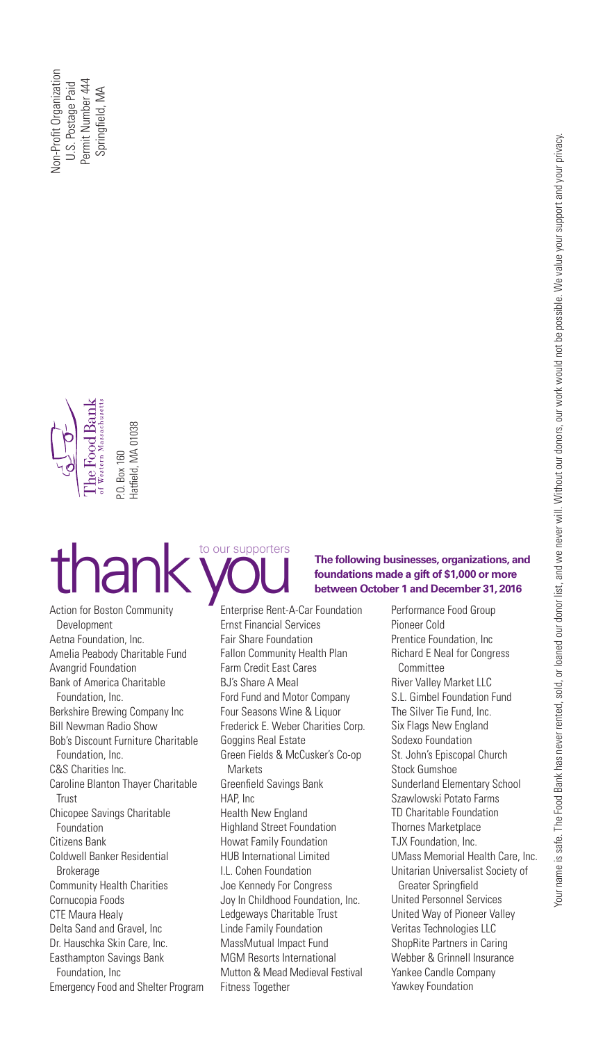Non-Profit Organization
U.S. Postage Paid
Permit Number 444
Springfield, MA

The Food Bank of Western Massachusetts
P.O. Box 160
Hatfield, MA 01038

Your name is safe. The Food Bank has never rented, sold, or loaned our donor list, and we never will. Without our donors, our work would not be possible. We value your support and your privacy.

# thank you to our supporters

**The following businesses, organizations, and foundations made a gift of $1,000 or more between October 1 and December 31, 2016**

Action for Boston Community Development
Aetna Foundation, Inc.
Amelia Peabody Charitable Fund
Avangrid Foundation
Bank of America Charitable Foundation, Inc.
Berkshire Brewing Company Inc
Bill Newman Radio Show
Bob's Discount Furniture Charitable Foundation, Inc.
C&S Charities Inc.
Caroline Blanton Thayer Charitable Trust
Chicopee Savings Charitable Foundation
Citizens Bank
Coldwell Banker Residential Brokerage
Community Health Charities
Cornucopia Foods
CTE Maura Healy
Delta Sand and Gravel, Inc
Dr. Hauschka Skin Care, Inc.
Easthampton Savings Bank Foundation, Inc
Emergency Food and Shelter Program
Enterprise Rent-A-Car Foundation
Ernst Financial Services
Fair Share Foundation
Fallon Community Health Plan
Farm Credit East Cares
BJ's Share A Meal
Ford Fund and Motor Company
Four Seasons Wine & Liquor
Frederick E. Weber Charities Corp.
Goggins Real Estate
Green Fields & McCusker's Co-op Markets
Greenfield Savings Bank
HAP, Inc
Health New England
Highland Street Foundation
Howat Family Foundation
HUB International Limited
I.L. Cohen Foundation
Joe Kennedy For Congress
Joy In Childhood Foundation, Inc.
Ledgeways Charitable Trust
Linde Family Foundation
MassMutual Impact Fund
MGM Resorts International
Mutton & Mead Medieval Festival
Fitness Together
Performance Food Group
Pioneer Cold
Prentice Foundation, Inc
Richard E Neal for Congress Committee
River Valley Market LLC
S.L. Gimbel Foundation Fund
The Silver Tie Fund, Inc.
Six Flags New England
Sodexo Foundation
St. John's Episcopal Church
Stock Gumshoe
Sunderland Elementary School
Szawlowski Potato Farms
TD Charitable Foundation
Thornes Marketplace
TJX Foundation, Inc.
UMass Memorial Health Care, Inc.
Unitarian Universalist Society of Greater Springfield
United Personnel Services
United Way of Pioneer Valley
Veritas Technologies LLC
ShopRite Partners in Caring
Webber & Grinnell Insurance
Yankee Candle Company
Yawkey Foundation